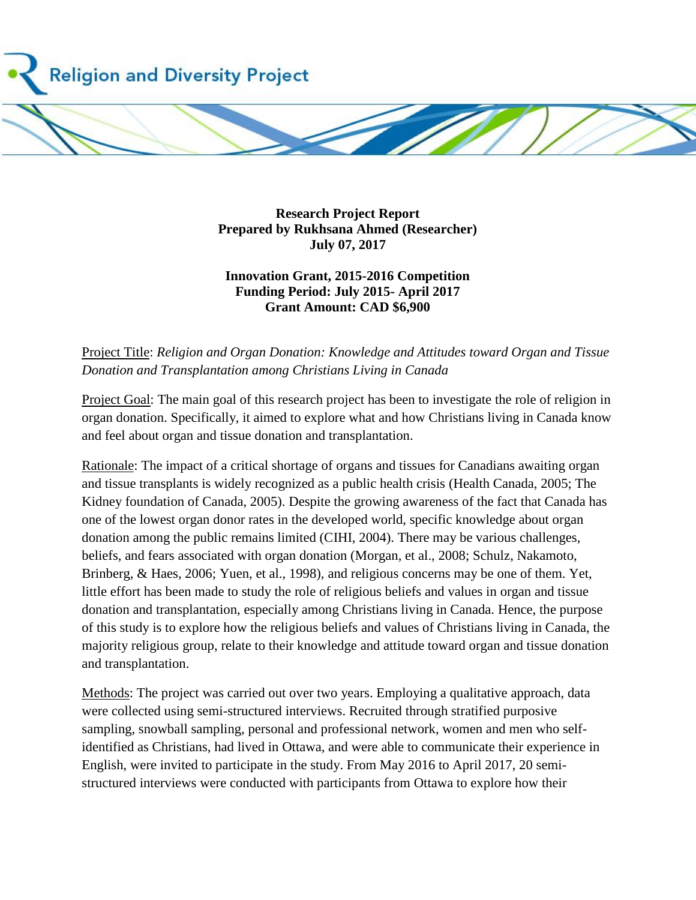Religion and Diversity Project

**Research Project Report**
**Prepared by Rukhsana Ahmed (Researcher)**
**July 07, 2017**

**Innovation Grant, 2015-2016 Competition**
**Funding Period: July 2015- April 2017**
**Grant Amount: CAD $6,900**

Project Title: *Religion and Organ Donation: Knowledge and Attitudes toward Organ and Tissue Donation and Transplantation among Christians Living in Canada*

Project Goal: The main goal of this research project has been to investigate the role of religion in organ donation. Specifically, it aimed to explore what and how Christians living in Canada know and feel about organ and tissue donation and transplantation.

Rationale: The impact of a critical shortage of organs and tissues for Canadians awaiting organ and tissue transplants is widely recognized as a public health crisis (Health Canada, 2005; The Kidney foundation of Canada, 2005). Despite the growing awareness of the fact that Canada has one of the lowest organ donor rates in the developed world, specific knowledge about organ donation among the public remains limited (CIHI, 2004). There may be various challenges, beliefs, and fears associated with organ donation (Morgan, et al., 2008; Schulz, Nakamoto, Brinberg, & Haes, 2006; Yuen, et al., 1998), and religious concerns may be one of them. Yet, little effort has been made to study the role of religious beliefs and values in organ and tissue donation and transplantation, especially among Christians living in Canada. Hence, the purpose of this study is to explore how the religious beliefs and values of Christians living in Canada, the majority religious group, relate to their knowledge and attitude toward organ and tissue donation and transplantation.

Methods: The project was carried out over two years. Employing a qualitative approach, data were collected using semi-structured interviews. Recruited through stratified purposive sampling, snowball sampling, personal and professional network, women and men who self-identified as Christians, had lived in Ottawa, and were able to communicate their experience in English, were invited to participate in the study. From May 2016 to April 2017, 20 semi-structured interviews were conducted with participants from Ottawa to explore how their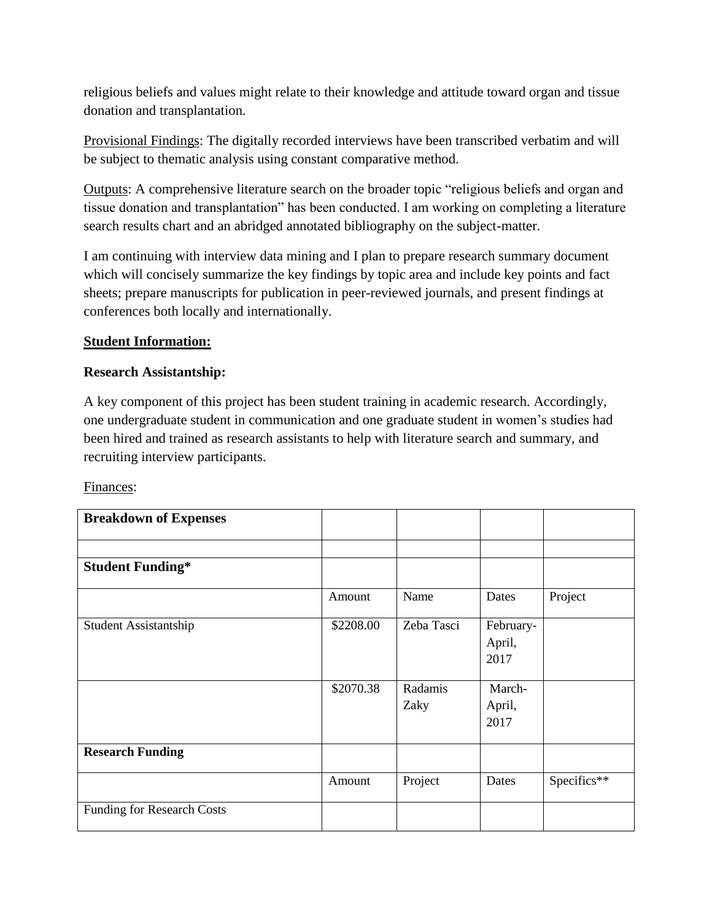religious beliefs and values might relate to their knowledge and attitude toward organ and tissue donation and transplantation.

<u>Provisional Findings</u>: The digitally recorded interviews have been transcribed verbatim and will be subject to thematic analysis using constant comparative method.

<u>Outputs</u>: A comprehensive literature search on the broader topic "religious beliefs and organ and tissue donation and transplantation" has been conducted. I am working on completing a literature search results chart and an abridged annotated bibliography on the subject-matter.

I am continuing with interview data mining and I plan to prepare research summary document which will concisely summarize the key findings by topic area and include key points and fact sheets; prepare manuscripts for publication in peer-reviewed journals, and present findings at conferences both locally and internationally.

**<u>Student Information:</u>**

**Research Assistantship:**

A key component of this project has been student training in academic research. Accordingly, one undergraduate student in communication and one graduate student in women's studies had been hired and trained as research assistants to help with literature search and summary, and recruiting interview participants.

<u>Finances</u>:

| **Breakdown of Expenses** | | | | |
|---|---|---|---|---|
| | | | | |
| **Student Funding*** | | | | |
| | Amount | Name | Dates | Project |
| Student Assistantship | $2208.00 | Zeba Tasci | February-April, 2017 | |
| | $2070.38 | Radamis Zaky | March-April, 2017 | |
| **Research Funding** | | | | |
| | Amount | Project | Dates | Specifics** |
| Funding for Research Costs | | | | |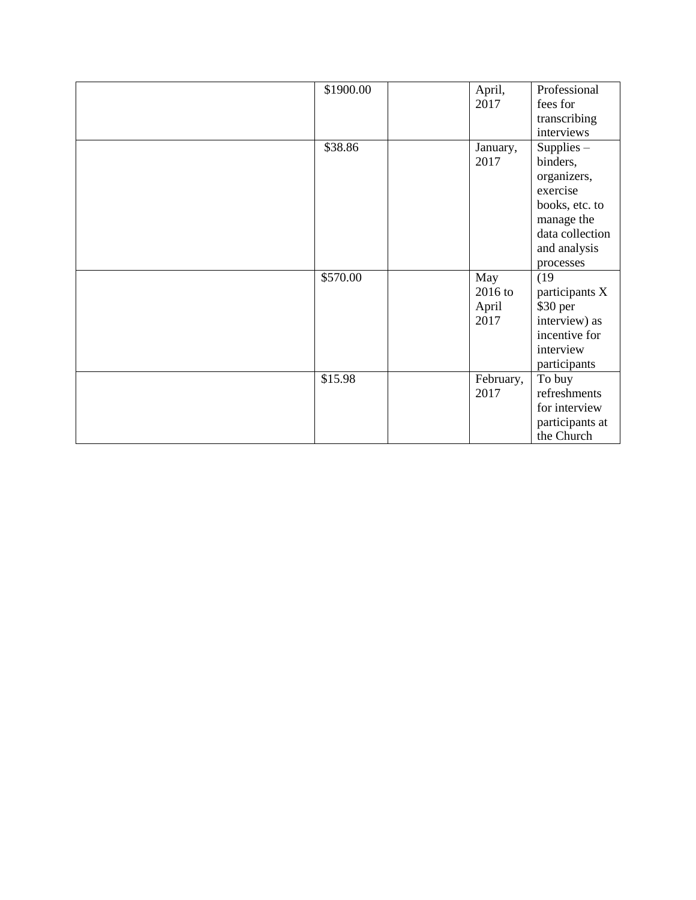| | | | | |
|---|---|---|---|---|
| | $1900.00 | | April, 2017 | Professional fees for transcribing interviews |
| | $38.86 | | January, 2017 | Supplies – binders, organizers, exercise books, etc. to manage the data collection and analysis processes |
| | $570.00 | | May 2016 to April 2017 | (19 participants X $30 per interview) as incentive for interview participants |
| | $15.98 | | February, 2017 | To buy refreshments for interview participants at the Church |